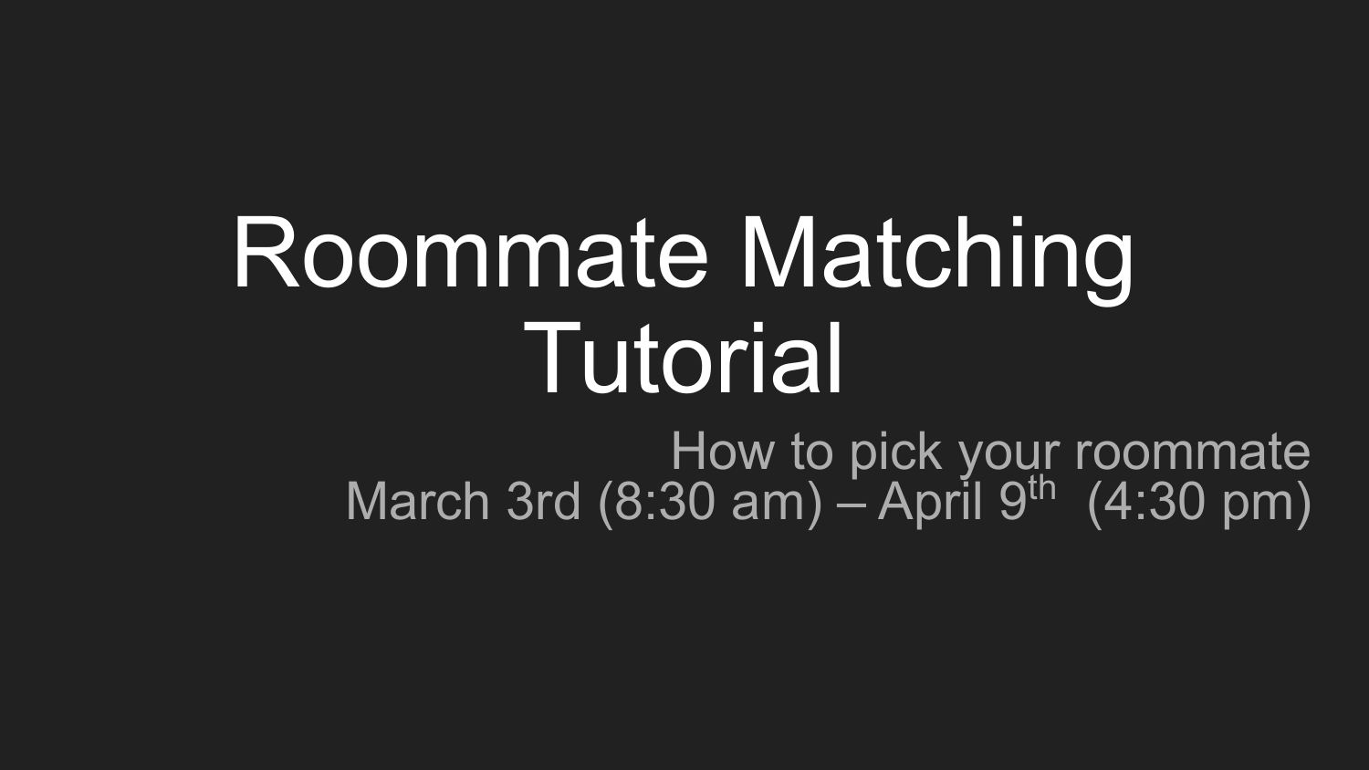# Roommate Matching Tutorial

How to pick your roommate

March 3rd (8:30 am) – April 9th (4:30 pm)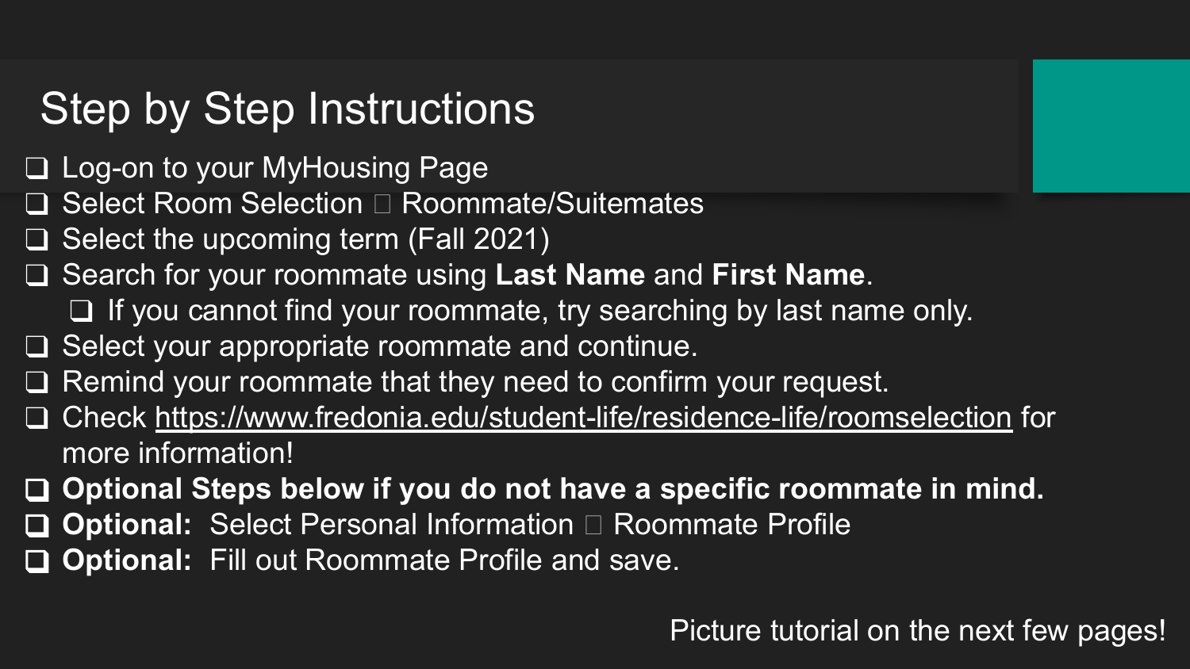# Step by Step Instructions

- [ ] Log-on to your MyHousing Page
- [ ] Select Room Selection  Roommate/Suitemates
- [ ] Select the upcoming term (Fall 2021)
- [ ] Search for your roommate using **Last Name** and **First Name**.
    - [ ] If you cannot find your roommate, try searching by last name only.
- [ ] Select your appropriate roommate and continue.
- [ ] Remind your roommate that they need to confirm your request.
- [ ] Check https://www.fredonia.edu/student-life/residence-life/roomselection for more information!
- [ ] **Optional Steps below if you do not have a specific roommate in mind.**
- [ ] **Optional:** Select Personal Information  Roommate Profile
- [ ] **Optional:** Fill out Roommate Profile and save.

Picture tutorial on the next few pages!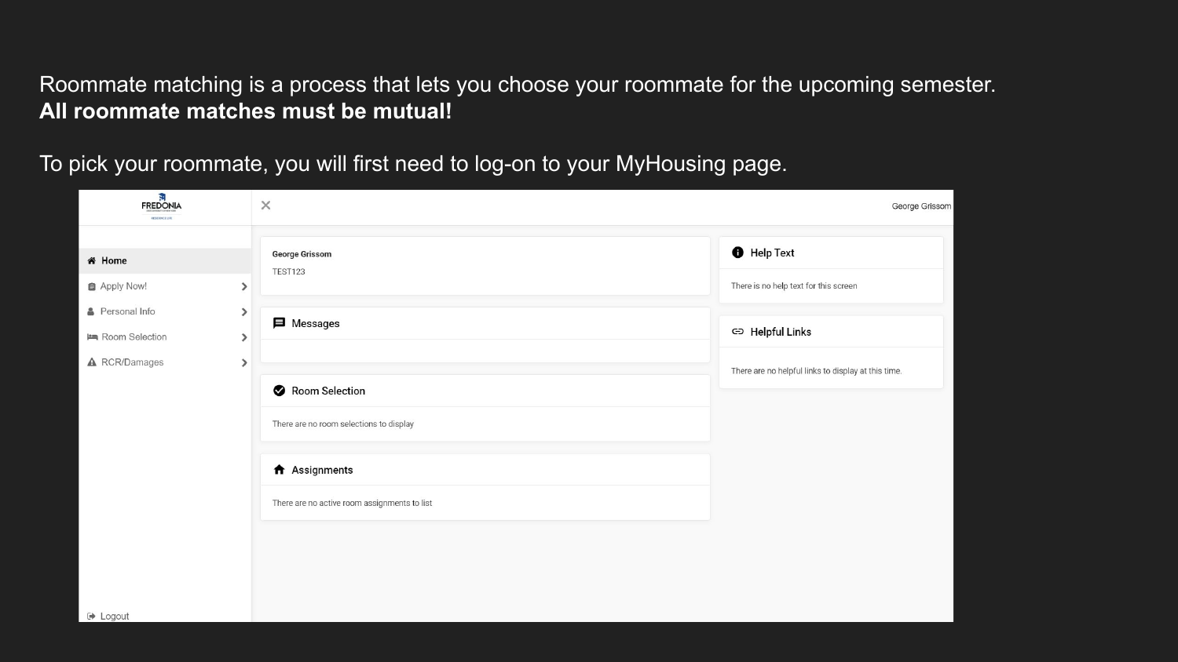Roommate matching is a process that lets you choose your roommate for the upcoming semester.
**All roommate matches must be mutual!**

To pick your roommate, you will first need to log-on to your MyHousing page.

FREDONIA

George Grissom

- Home
- Apply Now!
- Personal Info
- Room Selection
- RCR/Damages

**George Grissom**
TEST123

**Messages**

**Room Selection**
There are no room selections to display

**Assignments**
There are no active room assignments to list

**Help Text**
There is no help text for this screen

**Helpful Links**
There are no helpful links to display at this time.

Logout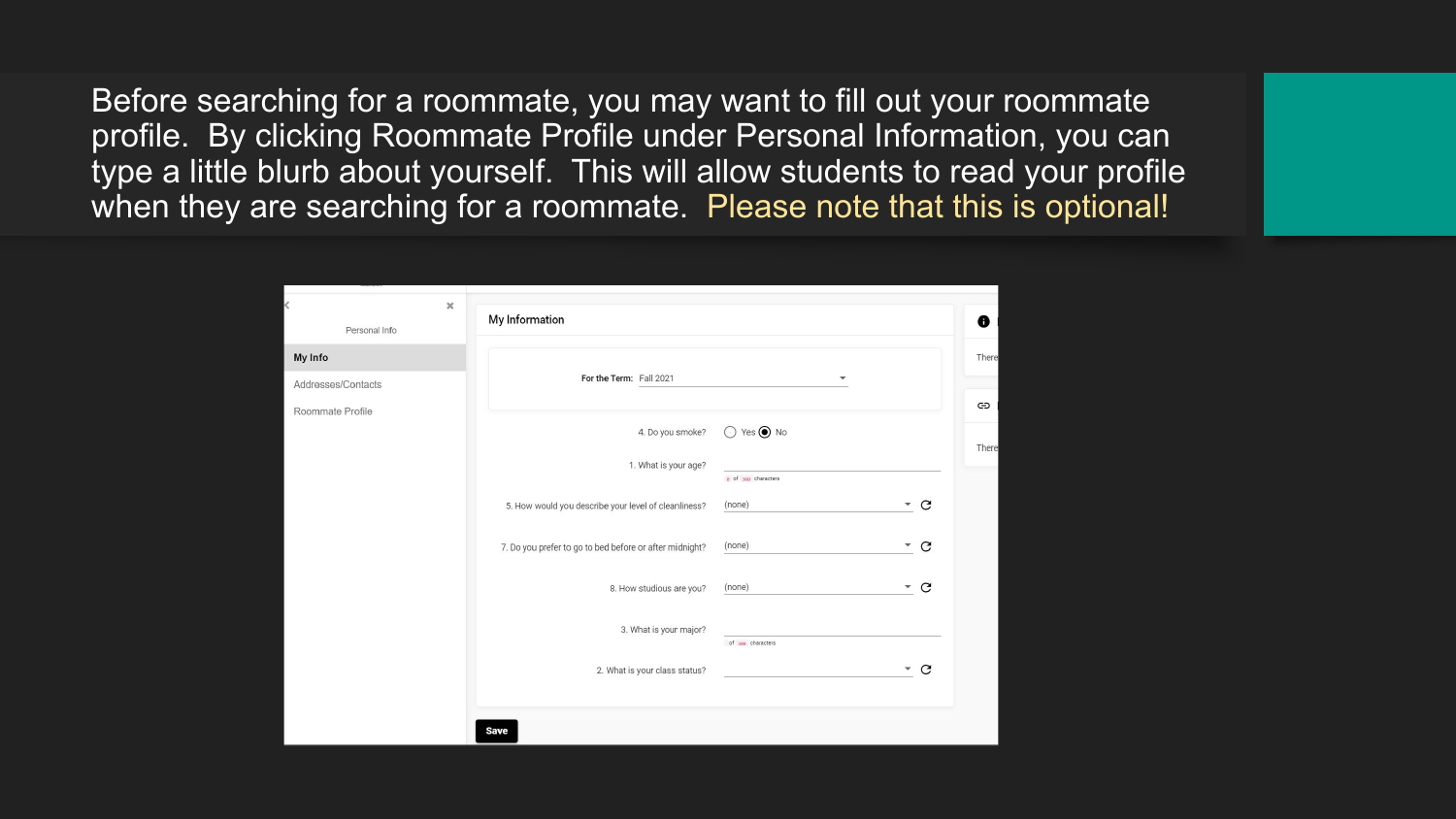Before searching for a roommate, you may want to fill out your roommate profile. By clicking Roommate Profile under Personal Information, you can type a little blurb about yourself. This will allow students to read your profile when they are searching for a roommate. Please note that this is optional!

Personal Info

**My Info**

Addresses/Contacts

Roommate Profile

**My Information**

For the Term: Fall 2021

4. Do you smoke? Yes No

1. What is your age?

5. How would you describe your level of cleanliness? (none)

7. Do you prefer to go to bed before or after midnight? (none)

8. How studious are you? (none)

3. What is your major?

2. What is your class status?

**Save**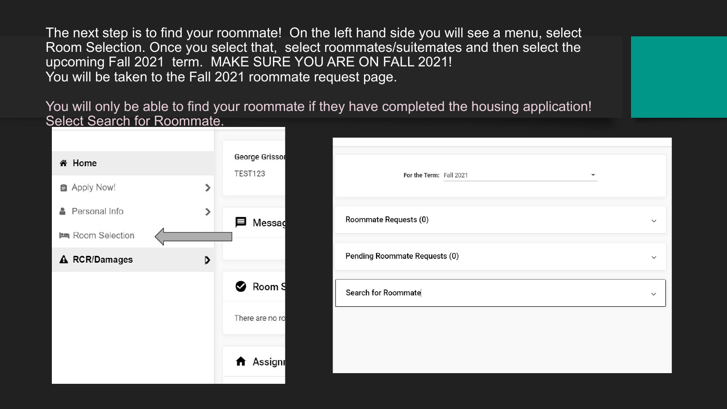The next step is to find your roommate! On the left hand side you will see a menu, select Room Selection. Once you select that, select roommates/suitemates and then select the upcoming Fall 2021 term. MAKE SURE YOU ARE ON FALL 2021!
You will be taken to the Fall 2021 roommate request page.

You will only be able to find your roommate if they have completed the housing application!
Select Search for Roommate.

- Home
- Apply Now!
- Personal Info
- Room Selection
- RCR/Damages

George Grisso
TEST123

Messag

Room S

There are no ro

Assignr

For the Term: Fall 2021

Roommate Requests (0)

Pending Roommate Requests (0)

Search for Roommate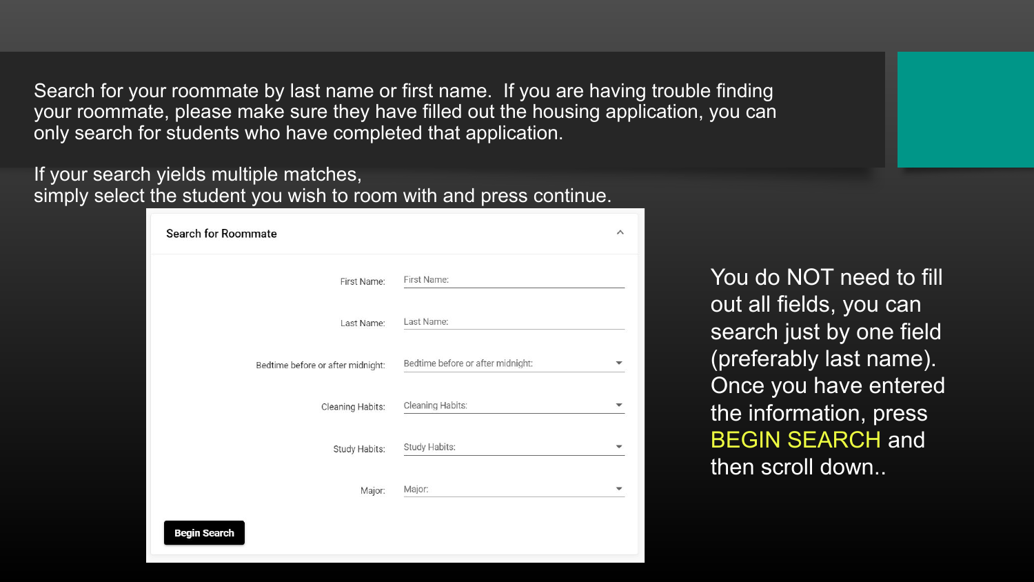Search for your roommate by last name or first name.  If you are having trouble finding your roommate, please make sure they have filled out the housing application, you can only search for students who have completed that application.

If your search yields multiple matches,
simply select the student you wish to room with and press continue.

**Search for Roommate**

First Name: First Name:

Last Name: Last Name:

Bedtime before or after midnight: Bedtime before or after midnight:

Cleaning Habits: Cleaning Habits:

Study Habits: Study Habits:

Major: Major:

**Begin Search**

You do NOT need to fill out all fields, you can search just by one field (preferably last name). Once you have entered the information, press BEGIN SEARCH and then scroll down..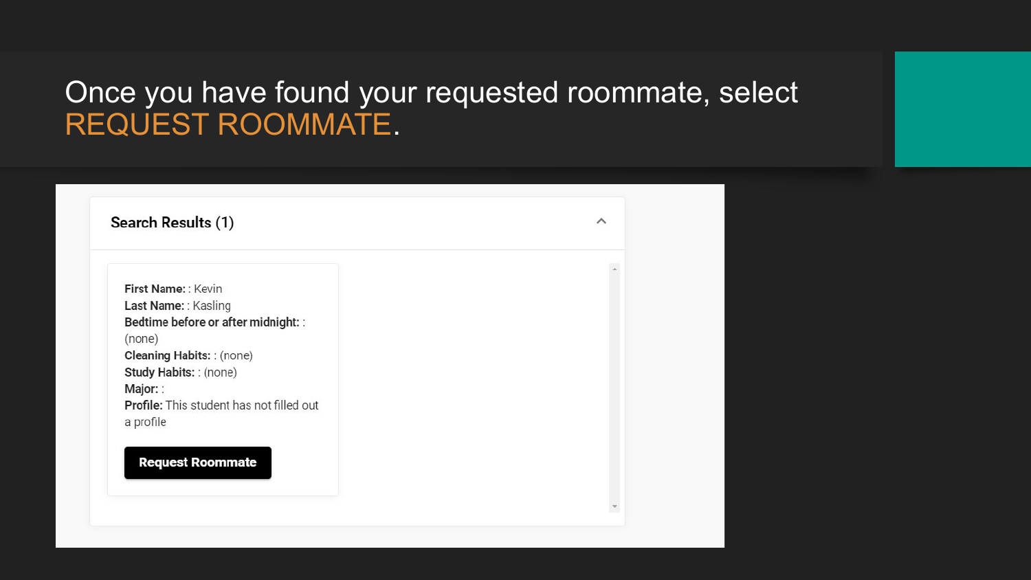# Once you have found your requested roommate, select REQUEST ROOMMATE.

## Search Results (1)

**First Name:** : Kevin
**Last Name:** : Kasling
**Bedtime before or after midnight:** : (none)
**Cleaning Habits:** : (none)
**Study Habits:** : (none)
**Major:** :
**Profile:** This student has not filled out a profile

**Request Roommate**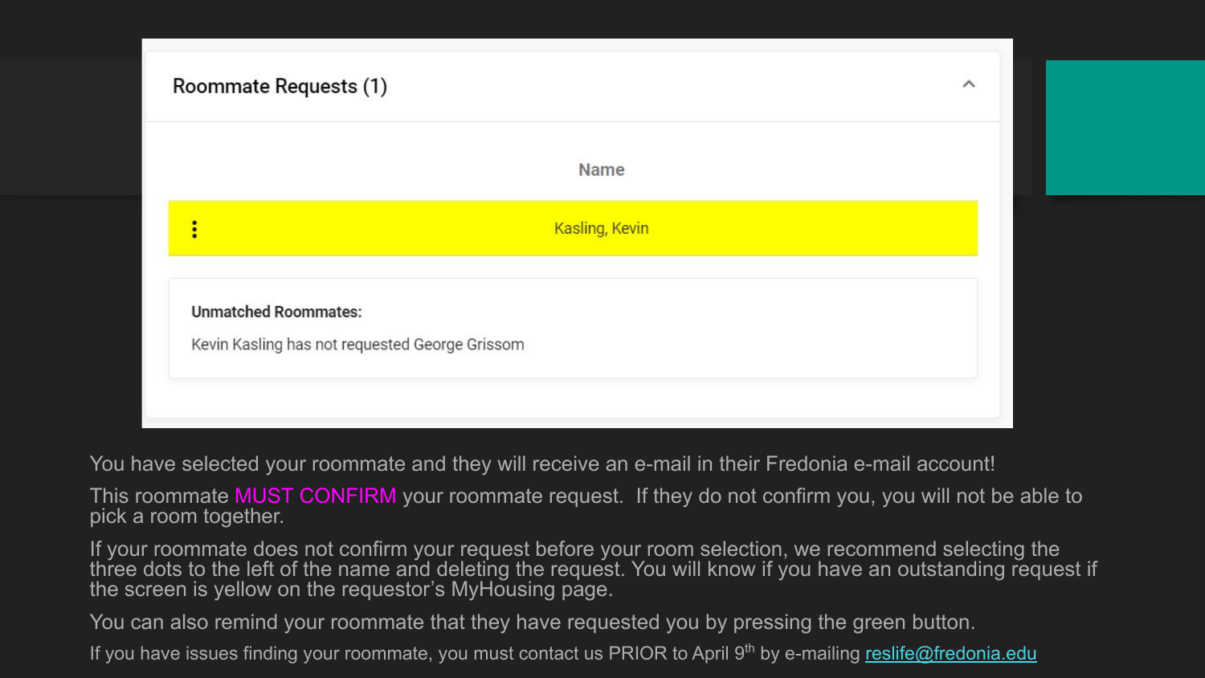## Roommate Requests (1)

| Name |
| --- |
| Kasling, Kevin |

**Unmatched Roommates:**

Kevin Kasling has not requested George Grissom

You have selected your roommate and they will receive an e-mail in their Fredonia e-mail account!

This roommate MUST CONFIRM your roommate request. If they do not confirm you, you will not be able to pick a room together.

If your roommate does not confirm your request before your room selection, we recommend selecting the three dots to the left of the name and deleting the request. You will know if you have an outstanding request if the screen is yellow on the requestor's MyHousing page.

You can also remind your roommate that they have requested you by pressing the green button.

If you have issues finding your roommate, you must contact us PRIOR to April 9th by e-mailing reslife@fredonia.edu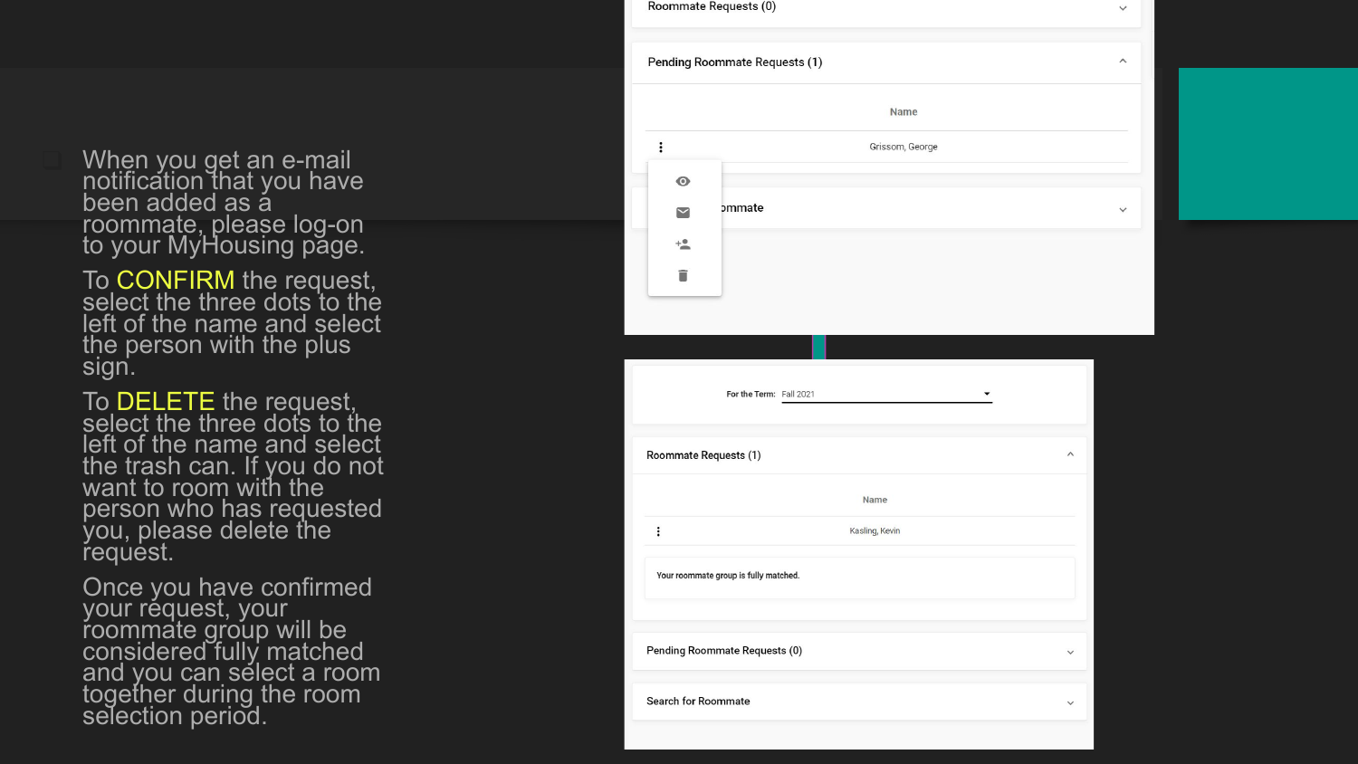When you get an e-mail notification that you have been added as a roommate, please log-on to your MyHousing page.

To CONFIRM the request, select the three dots to the left of the name and select the person with the plus sign.

To DELETE the request, select the three dots to the left of the name and select the trash can. If you do not want to room with the person who has requested you, please delete the request.

Once you have confirmed your request, your roommate group will be considered fully matched and you can select a room together during the room selection period.

Roommate Requests (0)

Pending Roommate Requests (1)

| | Name |
|---|---|
| ⋮ | Grissom, George |

ommate

For the Term: Fall 2021

Roommate Requests (1)

| | Name |
|---|---|
| ⋮ | Kasling, Kevin |

Your roommate group is fully matched.

Pending Roommate Requests (0)

Search for Roommate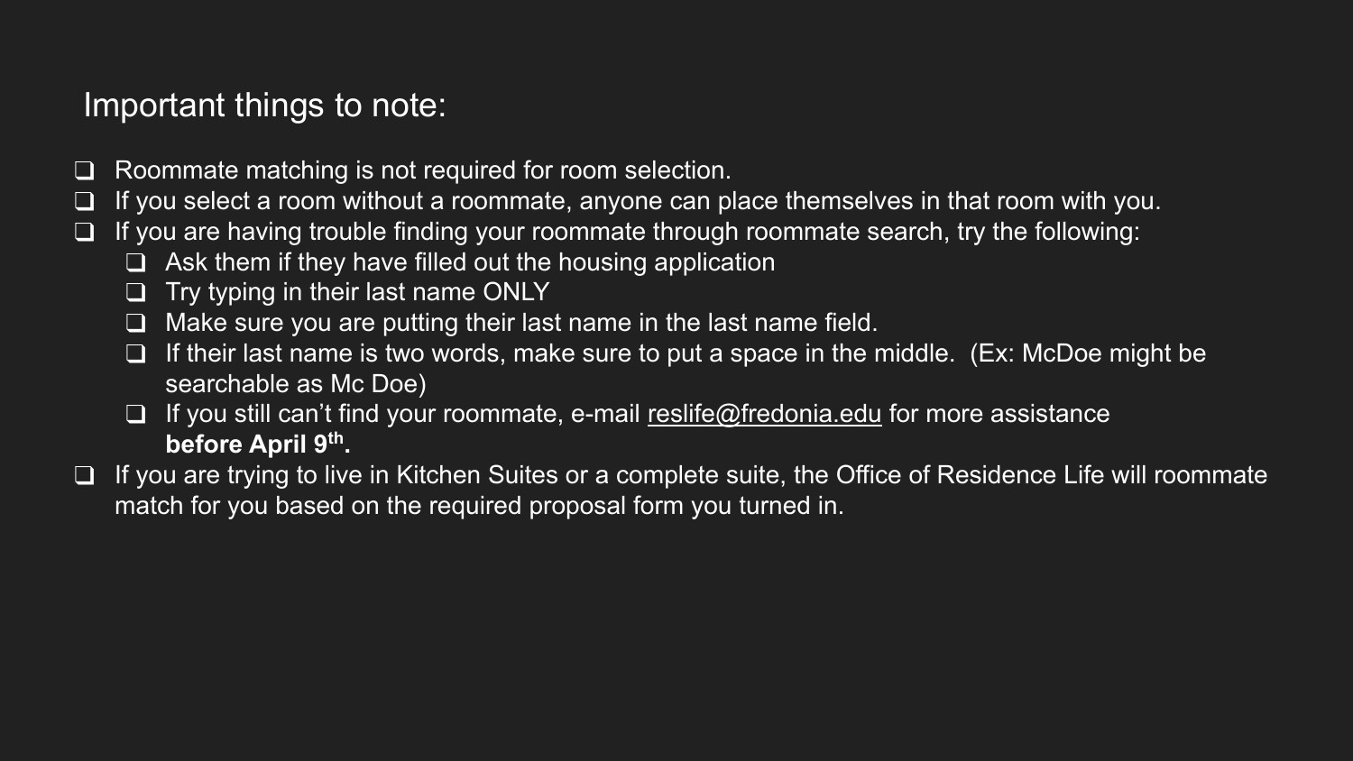## Important things to note:

- Roommate matching is not required for room selection.
- If you select a room without a roommate, anyone can place themselves in that room with you.
- If you are having trouble finding your roommate through roommate search, try the following:
  - Ask them if they have filled out the housing application
  - Try typing in their last name ONLY
  - Make sure you are putting their last name in the last name field.
  - If their last name is two words, make sure to put a space in the middle. (Ex: McDoe might be searchable as Mc Doe)
  - If you still can't find your roommate, e-mail reslife@fredonia.edu for more assistance **before April 9th.**
- If you are trying to live in Kitchen Suites or a complete suite, the Office of Residence Life will roommate match for you based on the required proposal form you turned in.